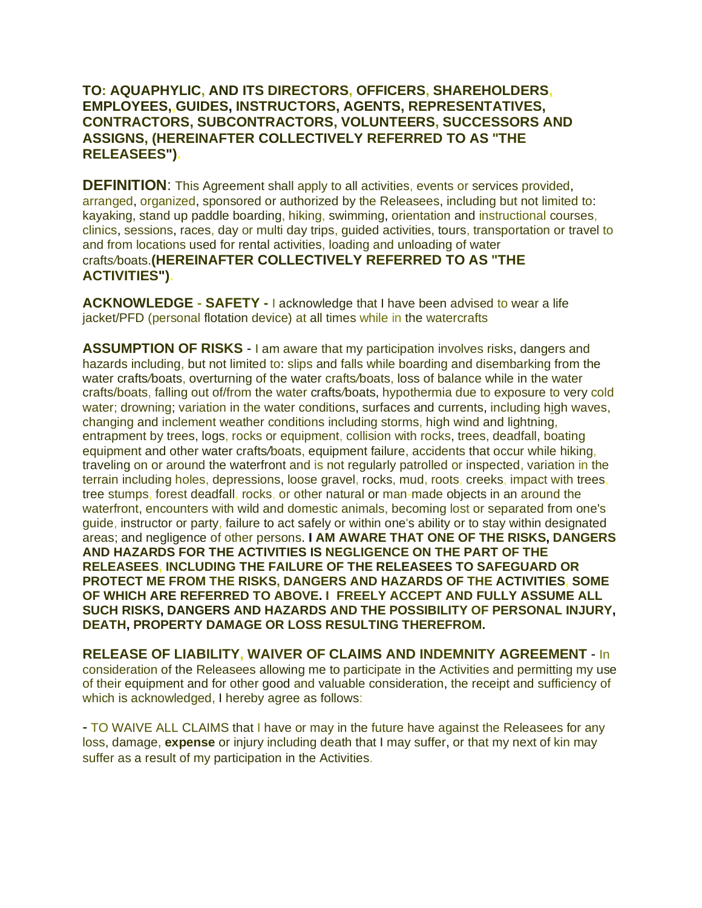**TO: AQUAPHYLIC, AND ITS DIRECTORS, OFFICERS, SHAREHOLDERS, EMPLOYEES,,GUIDES, INSTRUCTORS, AGENTS, REPRESENTATIVES, CONTRACTORS, SUBCONTRACTORS, VOLUNTEERS, SUCCESSORS AND ASSIGNS, (HEREINAFTER COLLECTIVELY REFERRED TO AS "THE RELEASEES").**

**DEFINITION**: This Agreement shall apply to all activities, events or services provided, arranged, organized, sponsored or authorized by the Releasees, including but not limited to: kayaking, stand up paddle boarding, hiking, swimming, orientation and instructional courses, clinics, sessions, races, day or multi day trips, guided activities, tours, transportation or travel to and from locations used for rental activities, loading and unloading of water crafts/boats.**(HEREINAFTER COLLECTIVELY REFERRED TO AS "THE ACTIVITIES").**

**ACKNOWLEDGE - SAFETY -** I acknowledge that I have been advised to wear a life jacket/PFD (personal flotation device) at all times while in the watercrafts

**ASSUMPTION OF RISKS** - I am aware that my participation involves risks, dangers and hazards including, but not limited to: slips and falls while boarding and disembarking from the water crafts/boats, overturning of the water crafts/boats, loss of balance while in the water crafts/boats, falling out of/from the water crafts/boats, hypothermia due to exposure to very cold water; drowning; variation in the water conditions, surfaces and currents, including high waves, changing and inclement weather conditions including storms, high wind and lightning, entrapment by trees, logs, rocks or equipment, collision with rocks, trees, deadfall, boating equipment and other water crafts/boats, equipment failure, accidents that occur while hiking, traveling on or around the waterfront and is not regularly patrolled or inspected, variation in the terrain including holes, depressions, loose gravel, rocks, mud, roots, creeks, impact with trees, tree stumps, forest deadfall, rocks, or other natural or man-made objects in an around the waterfront, encounters with wild and domestic animals, becoming lost or separated from one's guide, instructor or party, failure to act safely or within one's ability or to stay within designated areas; and negligence of other persons. **I AM AWARE THAT ONE OF THE RISKS, DANGERS AND HAZARDS FOR THE ACTIVITIES IS NEGLIGENCE ON THE PART OF THE RELEASEES, INCLUDING THE FAILURE OF THE RELEASEES TO SAFEGUARD OR PROTECT ME FROM THE RISKS, DANGERS AND HAZARDS OF THE ACTIVITIES, SOME OF WHICH ARE REFERRED TO ABOVE. I FREELY ACCEPT AND FULLY ASSUME ALL SUCH RISKS, DANGERS AND HAZARDS AND THE POSSIBILITY OF PERSONAL INJURY, DEATH, PROPERTY DAMAGE OR LOSS RESULTING THEREFROM.**

**RELEASE OF LIABILITY, WAIVER OF CLAIMS AND INDEMNITY AGREEMENT** - In consideration of the Releasees allowing me to participate in the Activities and permitting my use of their equipment and for other good and valuable consideration, the receipt and sufficiency of which is acknowledged, I hereby agree as follows:

- TO WAIVE ALL CLAIMS that I have or may in the future have against the Releasees for any loss, damage, **expense** or injury including death that I may suffer, or that my next of kin may suffer as a result of my participation in the Activities.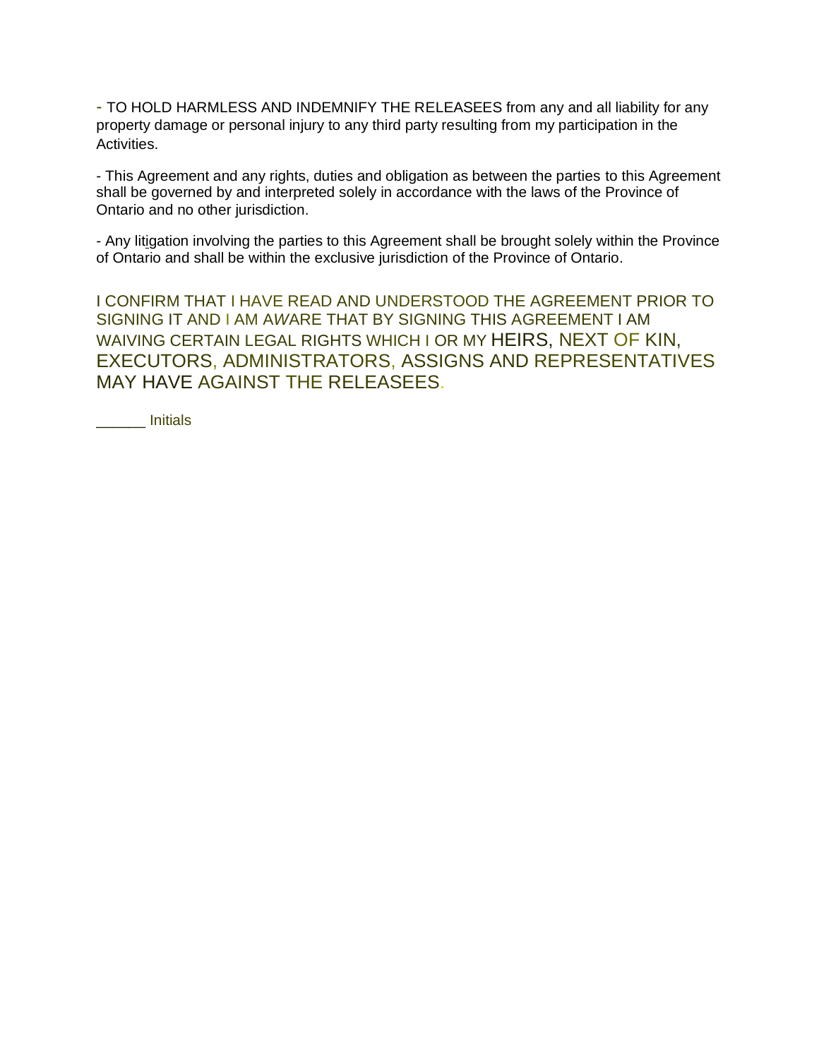- TO HOLD HARMLESS AND INDEMNIFY THE RELEASEES from any and all liability for any property damage or personal injury to any third party resulting from my participation in the Activities.

- This Agreement and any rights, duties and obligation as between the parties to this Agreement shall be governed by and interpreted solely in accordance with the laws of the Province of Ontario and no other jurisdiction.

- Any litigation involving the parties to this Agreement shall be brought solely within the Province of Ontario and shall be within the exclusive jurisdiction of the Province of Ontario.

I CONFIRM THAT I HAVE READ AND UNDERSTOOD THE AGREEMENT PRIOR TO SIGNING IT AND I AM AWARE THAT BY SIGNING THIS AGREEMENT I AM WAIVING CERTAIN LEGAL RIGHTS WHICH I OR MY HEIRS, NEXT OF KIN, EXECUTORS, ADMINISTRATORS, ASSIGNS AND REPRESENTATIVES MAY HAVE AGAINST THE RELEASEES.

______ Initials